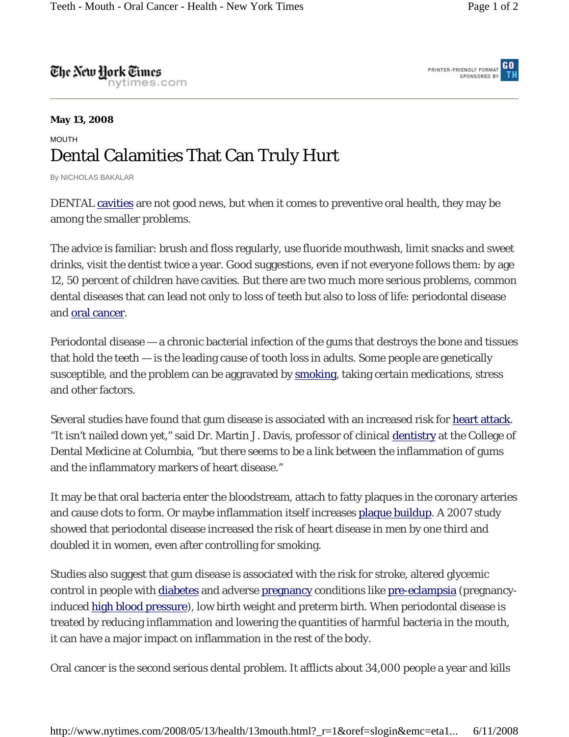The New York Times
nytimes.com

**May 13, 2008**

MOUTH

# Dental Calamities That Can Truly Hurt

By NICHOLAS BAKALAR

DENTAL cavities are not good news, but when it comes to preventive oral health, they may be among the smaller problems.

The advice is familiar: brush and floss regularly, use fluoride mouthwash, limit snacks and sweet drinks, visit the dentist twice a year. Good suggestions, even if not everyone follows them: by age 12, 50 percent of children have cavities. But there are two much more serious problems, common dental diseases that can lead not only to loss of teeth but also to loss of life: periodontal disease and oral cancer.

Periodontal disease — a chronic bacterial infection of the gums that destroys the bone and tissues that hold the teeth — is the leading cause of tooth loss in adults. Some people are genetically susceptible, and the problem can be aggravated by smoking, taking certain medications, stress and other factors.

Several studies have found that gum disease is associated with an increased risk for heart attack. "It isn't nailed down yet," said Dr. Martin J. Davis, professor of clinical dentistry at the College of Dental Medicine at Columbia, "but there seems to be a link between the inflammation of gums and the inflammatory markers of heart disease."

It may be that oral bacteria enter the bloodstream, attach to fatty plaques in the coronary arteries and cause clots to form. Or maybe inflammation itself increases plaque buildup. A 2007 study showed that periodontal disease increased the risk of heart disease in men by one third and doubled it in women, even after controlling for smoking.

Studies also suggest that gum disease is associated with the risk for stroke, altered glycemic control in people with diabetes and adverse pregnancy conditions like pre-eclampsia (pregnancy-induced high blood pressure), low birth weight and preterm birth. When periodontal disease is treated by reducing inflammation and lowering the quantities of harmful bacteria in the mouth, it can have a major impact on inflammation in the rest of the body.

Oral cancer is the second serious dental problem. It afflicts about 34,000 people a year and kills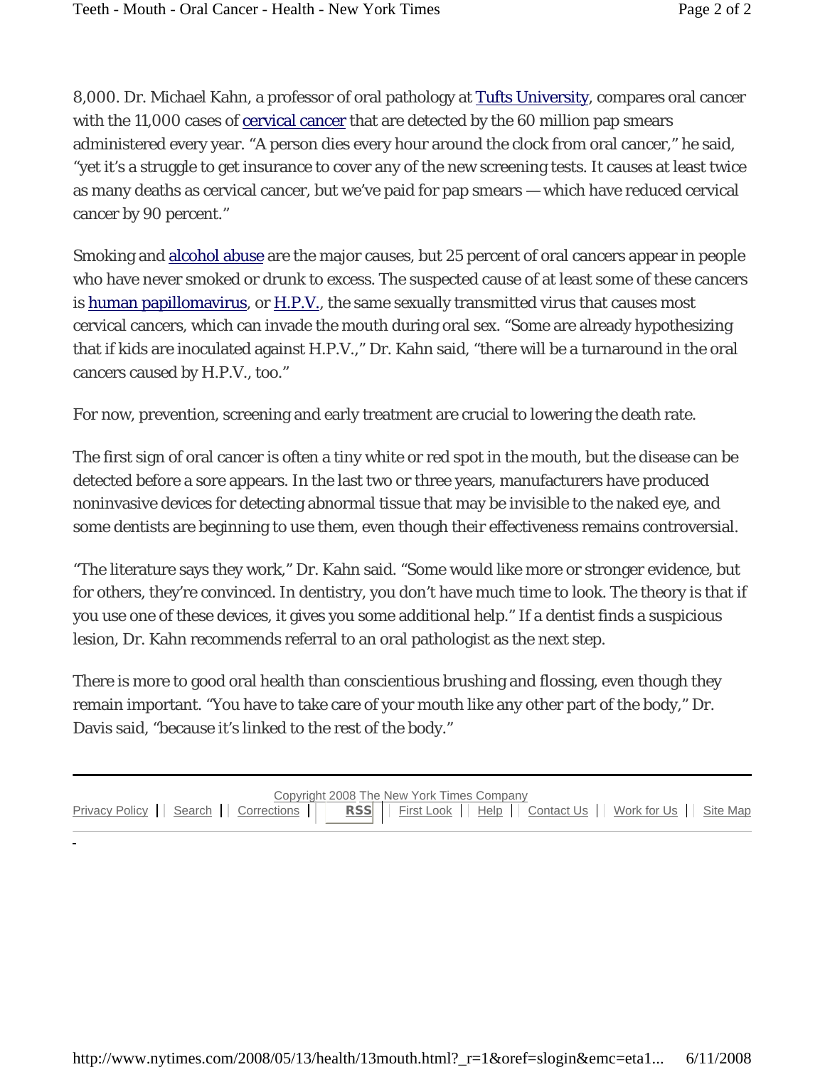8,000. Dr. Michael Kahn, a professor of oral pathology at Tufts University, compares oral cancer with the 11,000 cases of cervical cancer that are detected by the 60 million pap smears administered every year. "A person dies every hour around the clock from oral cancer," he said, "yet it's a struggle to get insurance to cover any of the new screening tests. It causes at least twice as many deaths as cervical cancer, but we've paid for pap smears — which have reduced cervical cancer by 90 percent."

Smoking and alcohol abuse are the major causes, but 25 percent of oral cancers appear in people who have never smoked or drunk to excess. The suspected cause of at least some of these cancers is human papillomavirus, or H.P.V., the same sexually transmitted virus that causes most cervical cancers, which can invade the mouth during oral sex. "Some are already hypothesizing that if kids are inoculated against H.P.V.," Dr. Kahn said, "there will be a turnaround in the oral cancers caused by H.P.V., too."

For now, prevention, screening and early treatment are crucial to lowering the death rate.

The first sign of oral cancer is often a tiny white or red spot in the mouth, but the disease can be detected before a sore appears. In the last two or three years, manufacturers have produced noninvasive devices for detecting abnormal tissue that may be invisible to the naked eye, and some dentists are beginning to use them, even though their effectiveness remains controversial.

"The literature says they work," Dr. Kahn said. "Some would like more or stronger evidence, but for others, they're convinced. In dentistry, you don't have much time to look. The theory is that if you use one of these devices, it gives you some additional help." If a dentist finds a suspicious lesion, Dr. Kahn recommends referral to an oral pathologist as the next step.

There is more to good oral health than conscientious brushing and flossing, even though they remain important. "You have to take care of your mouth like any other part of the body," Dr. Davis said, "because it's linked to the rest of the body."

Copyright 2008 The New York Times Company

Privacy Policy | Search | Corrections | RSS | First Look | Help | Contact Us | Work for Us | Site Map